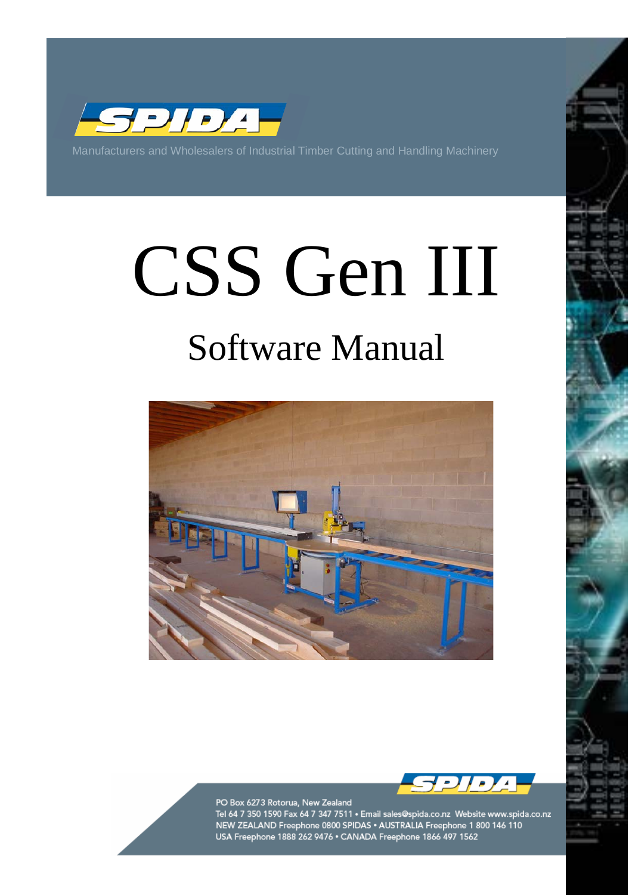SPIDA

Manufacturers and Wholesalers of Industrial Timber Cutting and Handling Machinery

# CSS Gen III

## Software Manual

SPIDA

PO Box 6273 Rotorua, New Zealand
Tel 64 7 350 1590 Fax 64 7 347 7511 • Email sales@spida.co.nz Website www.spida.co.nz
NEW ZEALAND Freephone 0800 SPIDAS • AUSTRALIA Freephone 1 800 146 110
USA Freephone 1888 262 9476 • CANADA Freephone 1866 497 1562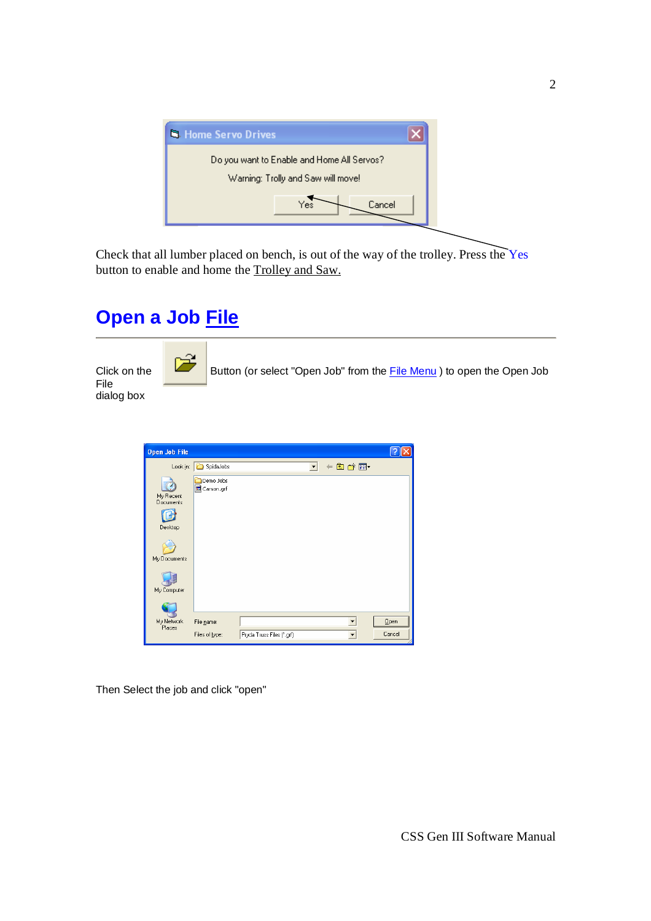Check that all lumber placed on bench, is out of the way of the trolley. Press the Yes button to enable and home the Trolley and Saw.

## Open a Job File

Click on the File Button (or select "Open Job" from the File Menu ) to open the Open Job File dialog box

Then Select the job and click "open"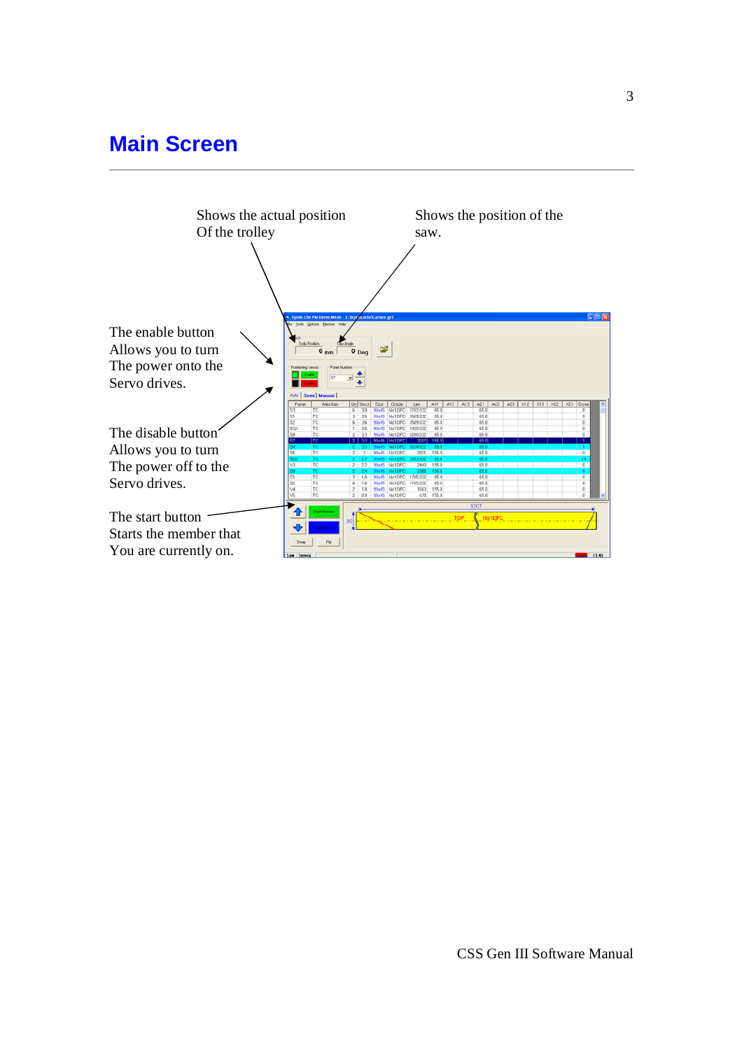# Main Screen

Shows the actual position Of the trolley

Shows the position of the saw.

The enable button Allows you to turn The power onto the Servo drives.

The disable button Allows you to turn The power off to the Servo drives.

The start button Starts the member that You are currently on.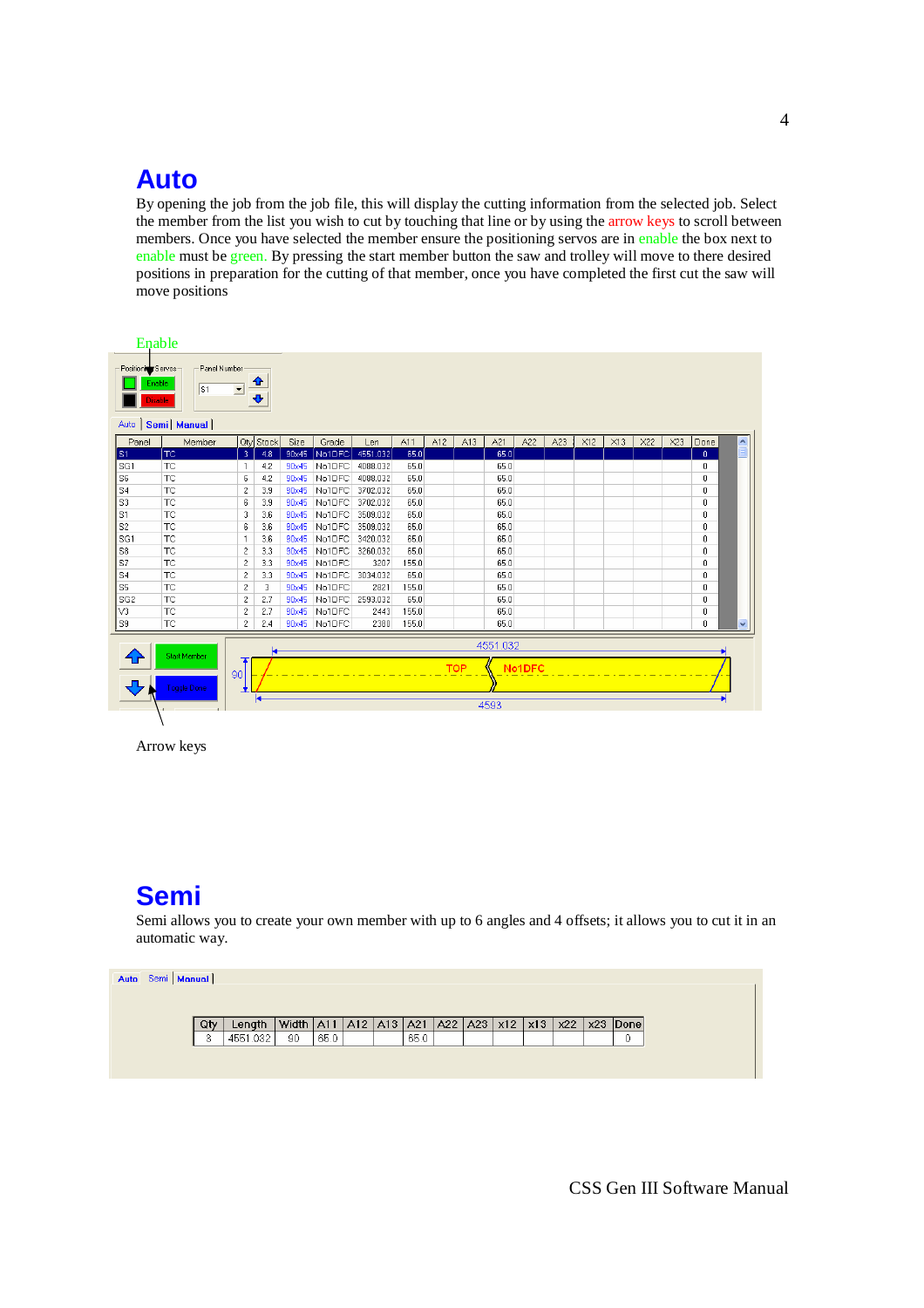# Auto

By opening the job from the job file, this will display the cutting information from the selected job. Select the member from the list you wish to cut by touching that line or by using the arrow keys to scroll between members. Once you have selected the member ensure the positioning servos are in enable the box next to enable must be green. By pressing the start member button the saw and trolley will move to there desired positions in preparation for the cutting of that member, once you have completed the first cut the saw will move positions

Enable

Positioning Servos: Enable / Disable

Panel Number: S1

Auto | Semi | Manual |

| Panel | Member | Qty | Stock | Size | Grade | Len | A11 | A12 | A13 | A21 | A22 | A23 | X12 | X13 | X22 | X23 | Done |
|---|---|---|---|---|---|---|---|---|---|---|---|---|---|---|---|---|---|
| S1 | TC | 3 | 4.8 | 90x45 | No1DFC | 4551.032 | 65.0 | | | 65.0 | | | | | | | 0 |
| SG1 | TC | 1 | 4.2 | 90x45 | No1DFC | 4088.032 | 65.0 | | | 65.0 | | | | | | | 0 |
| S6 | TC | 6 | 4.2 | 90x45 | No1DFC | 4088.032 | 65.0 | | | 65.0 | | | | | | | 0 |
| S4 | TC | 2 | 3.9 | 90x45 | No1DFC | 3702.032 | 65.0 | | | 65.0 | | | | | | | 0 |
| S3 | TC | 6 | 3.9 | 90x45 | No1DFC | 3702.032 | 65.0 | | | 65.0 | | | | | | | 0 |
| S1 | TC | 3 | 3.6 | 90x45 | No1DFC | 3509.032 | 65.0 | | | 65.0 | | | | | | | 0 |
| S2 | TC | 6 | 3.6 | 90x45 | No1DFC | 3509.032 | 65.0 | | | 65.0 | | | | | | | 0 |
| SG1 | TC | 1 | 3.6 | 90x45 | No1DFC | 3420.032 | 65.0 | | | 65.0 | | | | | | | 0 |
| S8 | TC | 2 | 3.3 | 90x45 | No1DFC | 3260.032 | 65.0 | | | 65.0 | | | | | | | 0 |
| S7 | TC | 2 | 3.3 | 90x45 | No1DFC | 3207 | 155.0 | | | 65.0 | | | | | | | 0 |
| S4 | TC | 2 | 3.3 | 90x45 | No1DFC | 3034.032 | 65.0 | | | 65.0 | | | | | | | 0 |
| S5 | TC | 2 | 3 | 90x45 | No1DFC | 2821 | 155.0 | | | 65.0 | | | | | | | 0 |
| SG2 | TC | 2 | 2.7 | 90x45 | No1DFC | 2593.032 | 65.0 | | | 65.0 | | | | | | | 0 |
| V3 | TC | 2 | 2.7 | 90x45 | No1DFC | 2443 | 155.0 | | | 65.0 | | | | | | | 0 |
| S9 | TC | 2 | 2.4 | 90x45 | No1DFC | 2380 | 155.0 | | | 65.0 | | | | | | | 0 |

Start Member

4551.032

90 TOP No1DFC

4593

Arrow keys

# Semi

Semi allows you to create your own member with up to 6 angles and 4 offsets; it allows you to cut it in an automatic way.

Auto | Semi | Manual |

| Qty | Length | Width | A11 | A12 | A13 | A21 | A22 | A23 | x12 | x13 | x22 | x23 | Done |
|---|---|---|---|---|---|---|---|---|---|---|---|---|---|
| 3 | 4551.032 | 90 | 65.0 | | | 65.0 | | | | | | | 0 |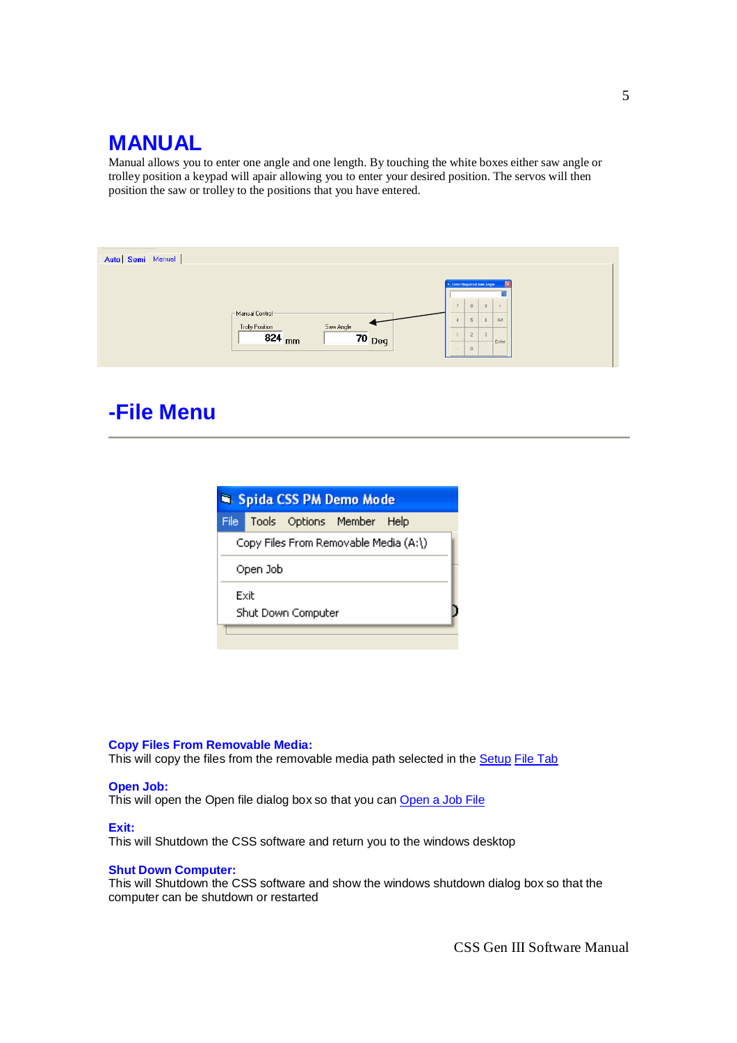# MANUAL

Manual allows you to enter one angle and one length. By touching the white boxes either saw angle or trolley position a keypad will apair allowing you to enter your desired position. The servos will then position the saw or trolley to the positions that you have entered.

# -File Menu

---

**Copy Files From Removable Media:**
This will copy the files from the removable media path selected in the Setup File Tab

**Open Job:**
This will open the Open file dialog box so that you can Open a Job File

**Exit:**
This will Shutdown the CSS software and return you to the windows desktop

**Shut Down Computer:**
This will Shutdown the CSS software and show the windows shutdown dialog box so that the computer can be shutdown or restarted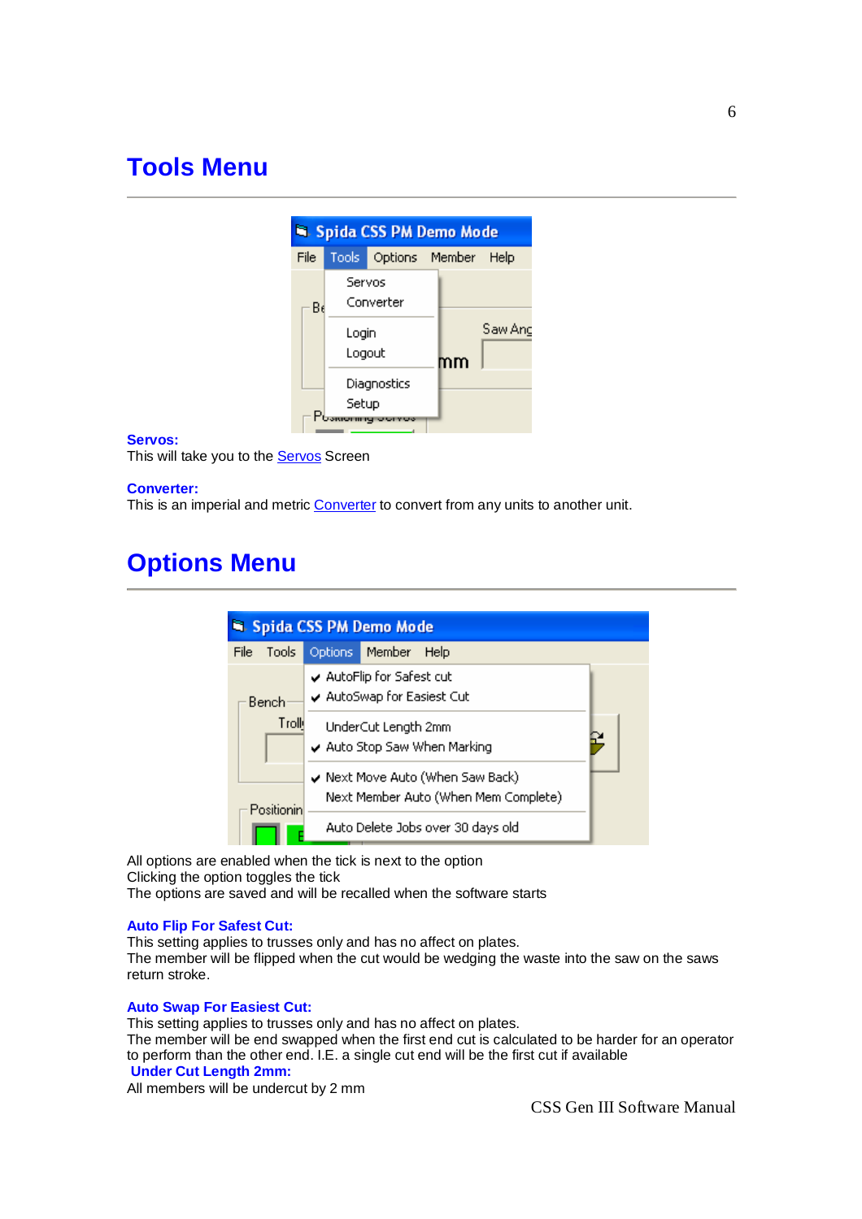# Tools Menu

**Servos:**
This will take you to the Servos Screen

**Converter:**
This is an imperial and metric Converter to convert from any units to another unit.

# Options Menu

All options are enabled when the tick is next to the option
Clicking the option toggles the tick
The options are saved and will be recalled when the software starts

**Auto Flip For Safest Cut:**
This setting applies to trusses only and has no affect on plates.
The member will be flipped when the cut would be wedging the waste into the saw on the saws return stroke.

**Auto Swap For Easiest Cut:**
This setting applies to trusses only and has no affect on plates.
The member will be end swapped when the first end cut is calculated to be harder for an operator to perform than the other end. I.E. a single cut end will be the first cut if available

**Under Cut Length 2mm:**
All members will be undercut by 2 mm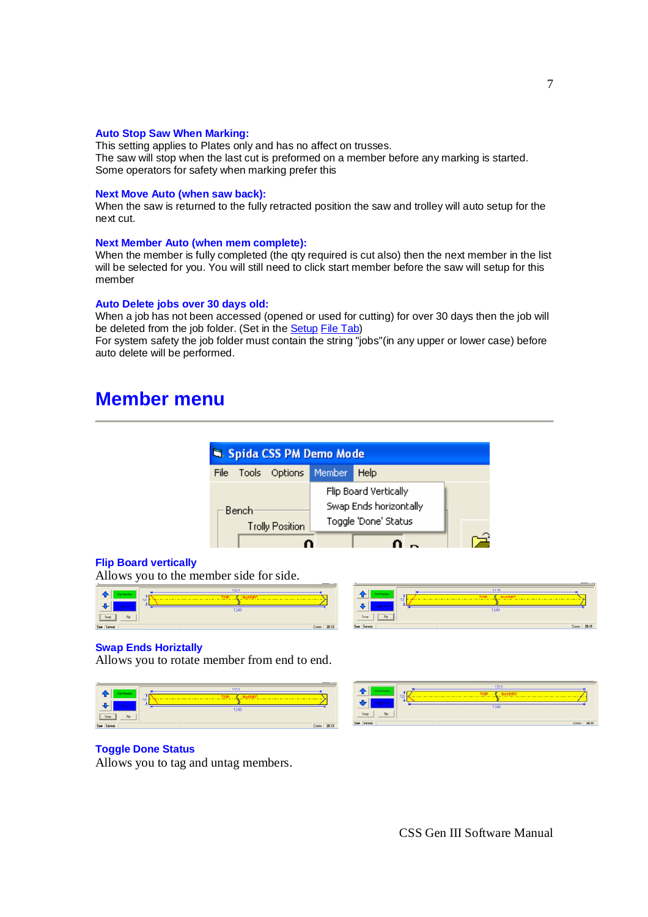**Auto Stop Saw When Marking:**
This setting applies to Plates only and has no affect on trusses.
The saw will stop when the last cut is preformed on a member before any marking is started.
Some operators for safety when marking prefer this

**Next Move Auto (when saw back):**
When the saw is returned to the fully retracted position the saw and trolley will auto setup for the next cut.

**Next Member Auto (when mem complete):**
When the member is fully completed (the qty required is cut also) then the next member in the list will be selected for you. You will still need to click start member before the saw will setup for this member

**Auto Delete jobs over 30 days old:**
When a job has not been accessed (opened or used for cutting) for over 30 days then the job will be deleted from the job folder. (Set in the Setup File Tab)
For system safety the job folder must contain the string "jobs"(in any upper or lower case) before auto delete will be performed.

# Member menu

**Flip Board vertically**
Allows you to the member side for side.

**Swap Ends Horiztally**
Allows you to rotate member from end to end.

**Toggle Done Status**
Allows you to tag and untag members.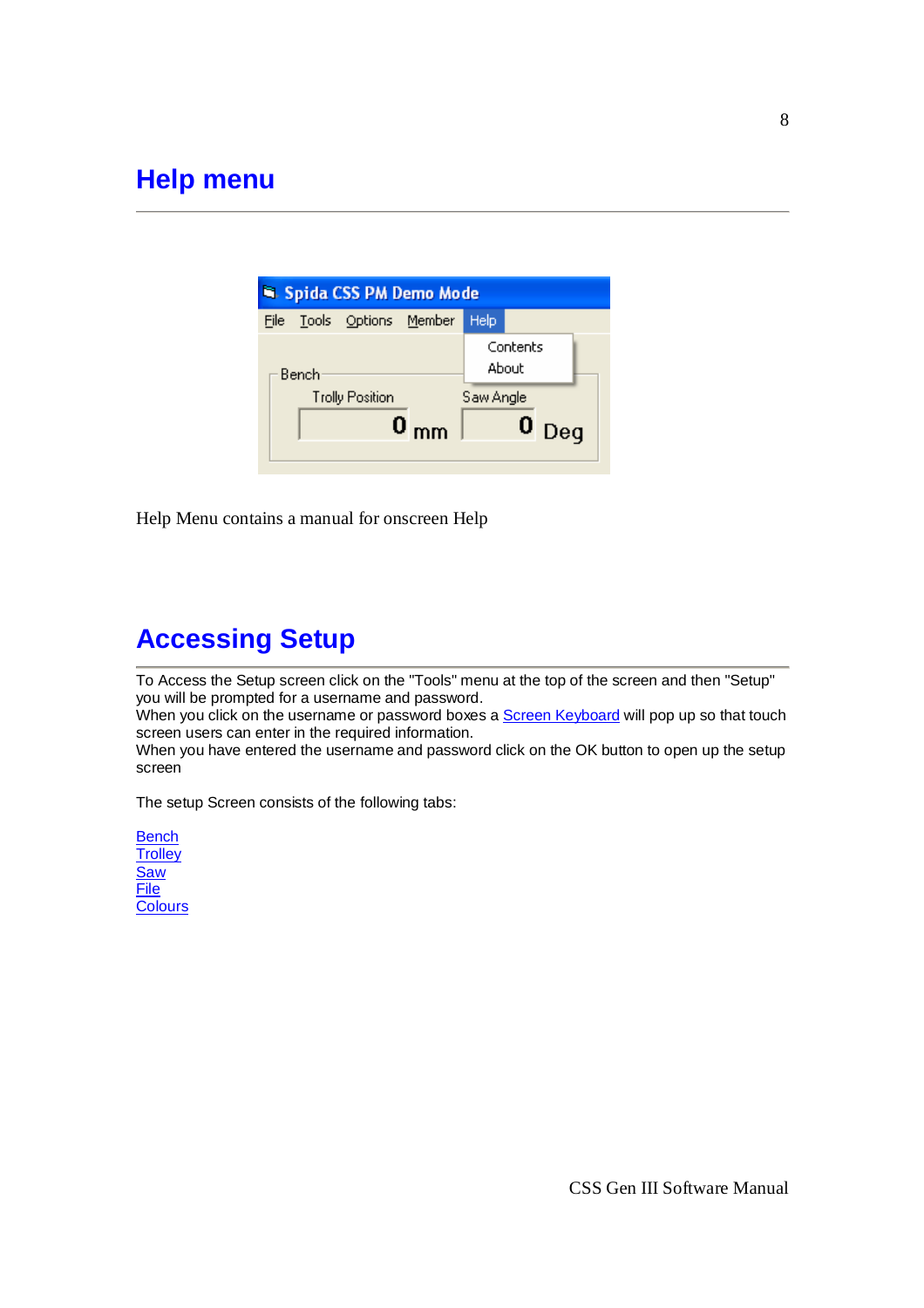# Help menu

Help Menu contains a manual for onscreen Help

# Accessing Setup

To Access the Setup screen click on the "Tools" menu at the top of the screen and then "Setup" you will be prompted for a username and password.
When you click on the username or password boxes a Screen Keyboard will pop up so that touch screen users can enter in the required information.
When you have entered the username and password click on the OK button to open up the setup screen

The setup Screen consists of the following tabs:

Bench
Trolley
Saw
File
Colours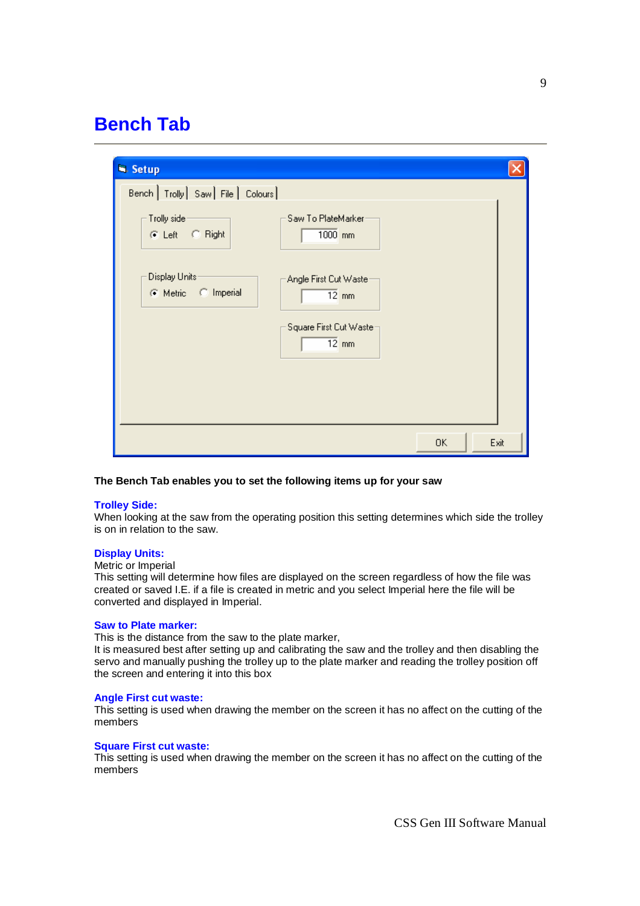# Bench Tab

**The Bench Tab enables you to set the following items up for your saw**

### Trolley Side:

When looking at the saw from the operating position this setting determines which side the trolley is on in relation to the saw.

### Display Units:

Metric or Imperial
This setting will determine how files are displayed on the screen regardless of how the file was created or saved I.E. if a file is created in metric and you select Imperial here the file will be converted and displayed in Imperial.

### Saw to Plate marker:

This is the distance from the saw to the plate marker,
It is measured best after setting up and calibrating the saw and the trolley and then disabling the servo and manually pushing the trolley up to the plate marker and reading the trolley position off the screen and entering it into this box

### Angle First cut waste:

This setting is used when drawing the member on the screen it has no affect on the cutting of the members

### Square First cut waste:

This setting is used when drawing the member on the screen it has no affect on the cutting of the members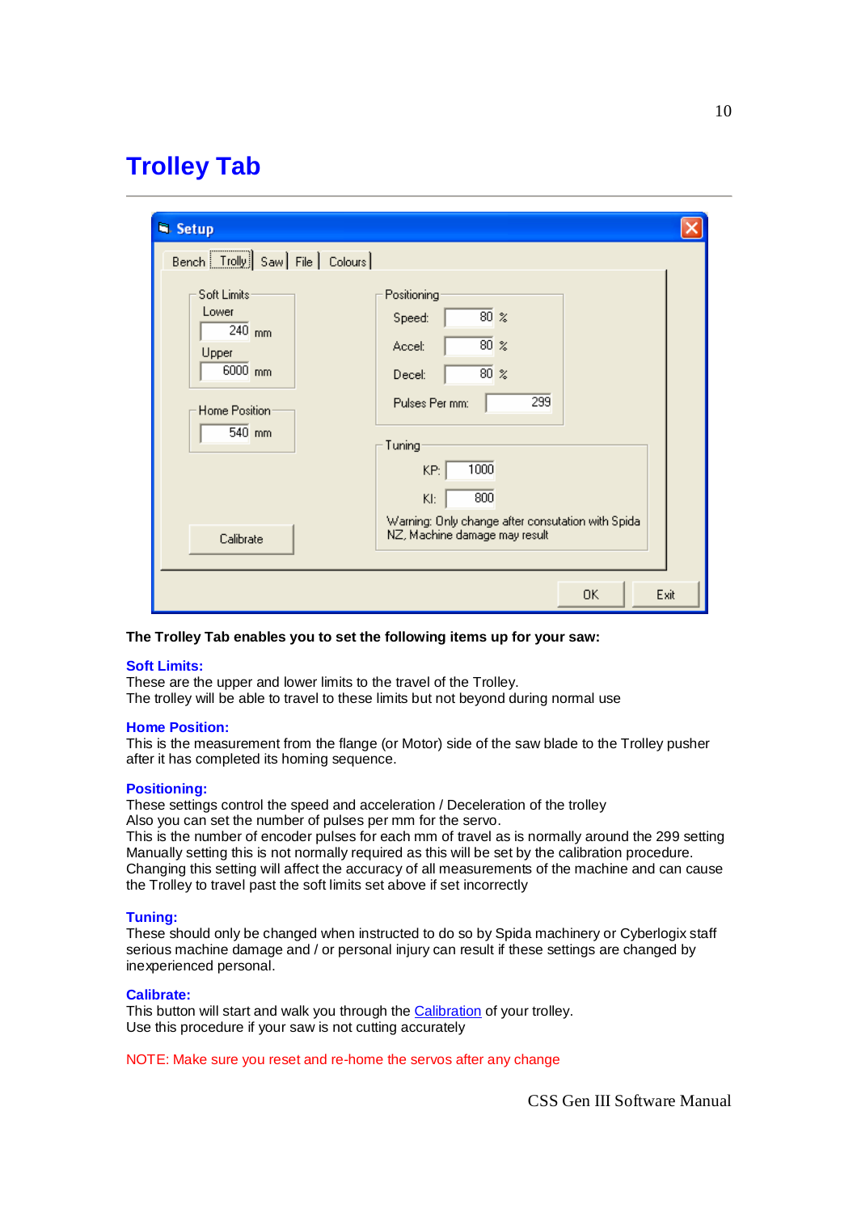# Trolley Tab

**The Trolley Tab enables you to set the following items up for your saw:**

### Soft Limits:

These are the upper and lower limits to the travel of the Trolley.
The trolley will be able to travel to these limits but not beyond during normal use

### Home Position:

This is the measurement from the flange (or Motor) side of the saw blade to the Trolley pusher after it has completed its homing sequence.

### Positioning:

These settings control the speed and acceleration / Deceleration of the trolley
Also you can set the number of pulses per mm for the servo.
This is the number of encoder pulses for each mm of travel as is normally around the 299 setting
Manually setting this is not normally required as this will be set by the calibration procedure.
Changing this setting will affect the accuracy of all measurements of the machine and can cause the Trolley to travel past the soft limits set above if set incorrectly

### Tuning:

These should only be changed when instructed to do so by Spida machinery or Cyberlogix staff serious machine damage and / or personal injury can result if these settings are changed by inexperienced personal.

### Calibrate:

This button will start and walk you through the Calibration of your trolley.
Use this procedure if your saw is not cutting accurately

NOTE: Make sure you reset and re-home the servos after any change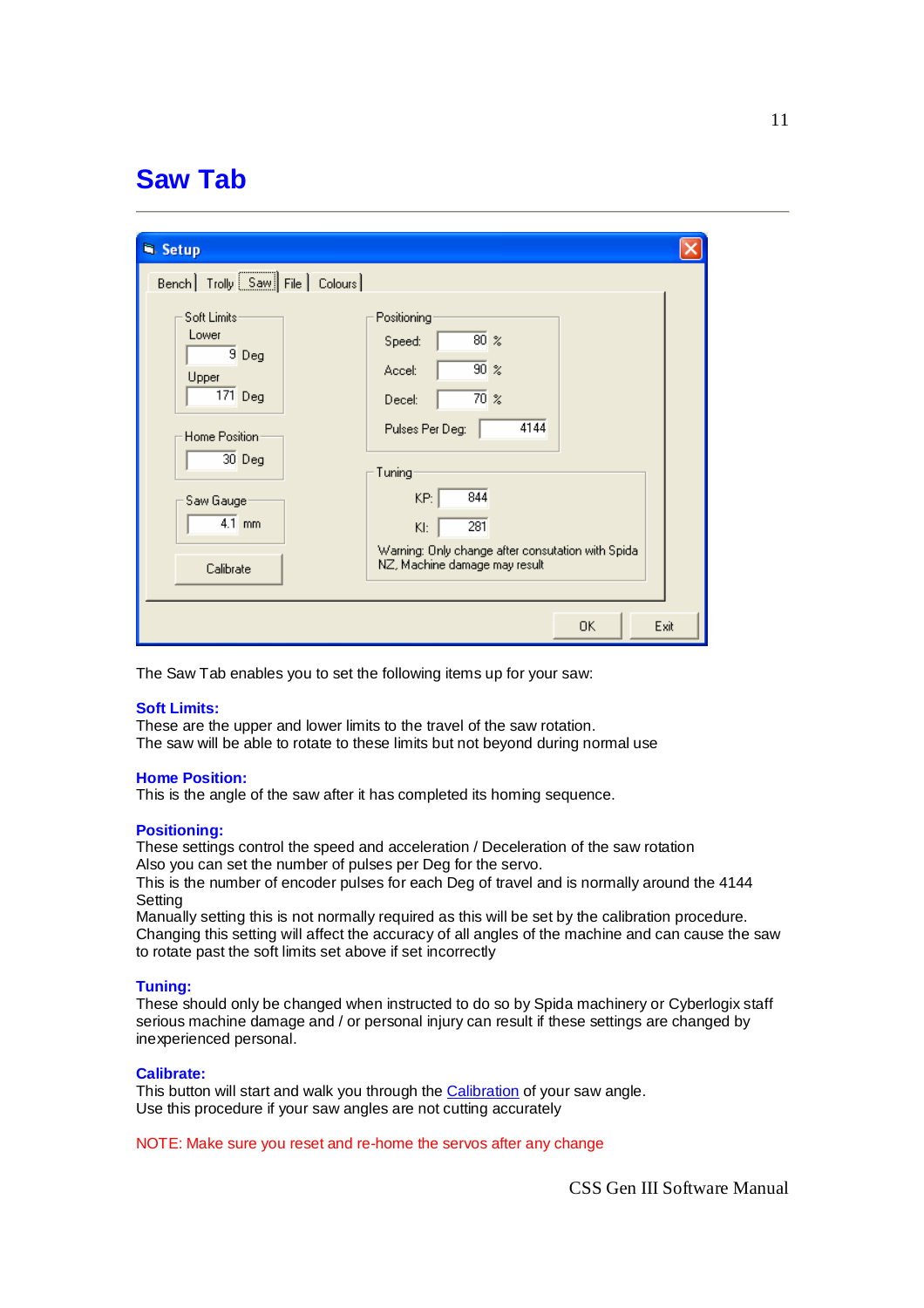# Saw Tab

The Saw Tab enables you to set the following items up for your saw:

**Soft Limits:**

These are the upper and lower limits to the travel of the saw rotation.
The saw will be able to rotate to these limits but not beyond during normal use

**Home Position:**

This is the angle of the saw after it has completed its homing sequence.

**Positioning:**

These settings control the speed and acceleration / Deceleration of the saw rotation
Also you can set the number of pulses per Deg for the servo.
This is the number of encoder pulses for each Deg of travel and is normally around the 4144 Setting
Manually setting this is not normally required as this will be set by the calibration procedure.
Changing this setting will affect the accuracy of all angles of the machine and can cause the saw to rotate past the soft limits set above if set incorrectly

**Tuning:**

These should only be changed when instructed to do so by Spida machinery or Cyberlogix staff serious machine damage and / or personal injury can result if these settings are changed by inexperienced personal.

**Calibrate:**

This button will start and walk you through the Calibration of your saw angle.
Use this procedure if your saw angles are not cutting accurately

NOTE: Make sure you reset and re-home the servos after any change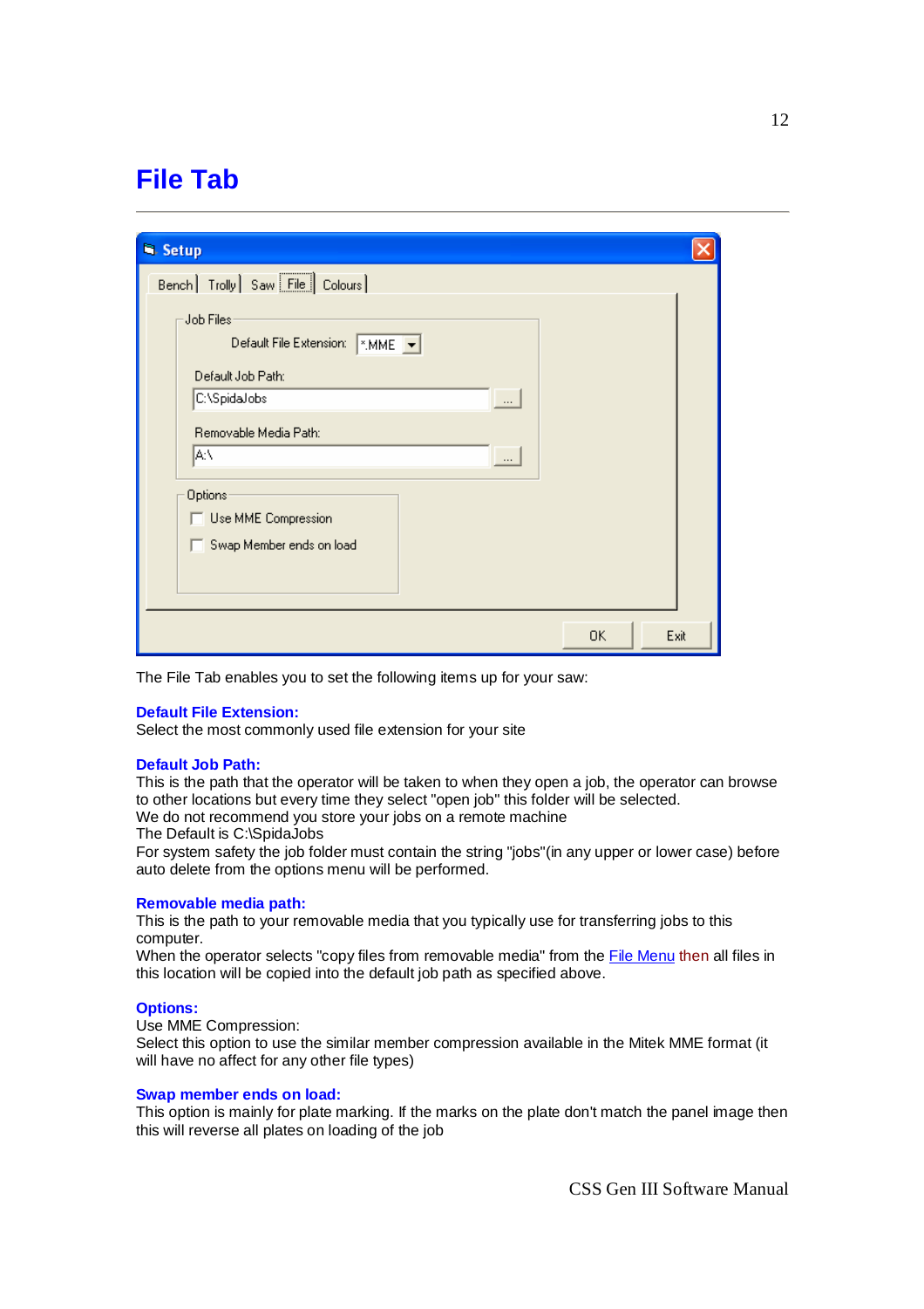# File Tab

The File Tab enables you to set the following items up for your saw:

**Default File Extension:**
Select the most commonly used file extension for your site

**Default Job Path:**
This is the path that the operator will be taken to when they open a job, the operator can browse to other locations but every time they select "open job" this folder will be selected.
We do not recommend you store your jobs on a remote machine
The Default is C:\SpidaJobs
For system safety the job folder must contain the string "jobs"(in any upper or lower case) before auto delete from the options menu will be performed.

**Removable media path:**
This is the path to your removable media that you typically use for transferring jobs to this computer.
When the operator selects "copy files from removable media" from the File Menu then all files in this location will be copied into the default job path as specified above.

**Options:**
Use MME Compression:
Select this option to use the similar member compression available in the Mitek MME format (it will have no affect for any other file types)

**Swap member ends on load:**
This option is mainly for plate marking. If the marks on the plate don't match the panel image then this will reverse all plates on loading of the job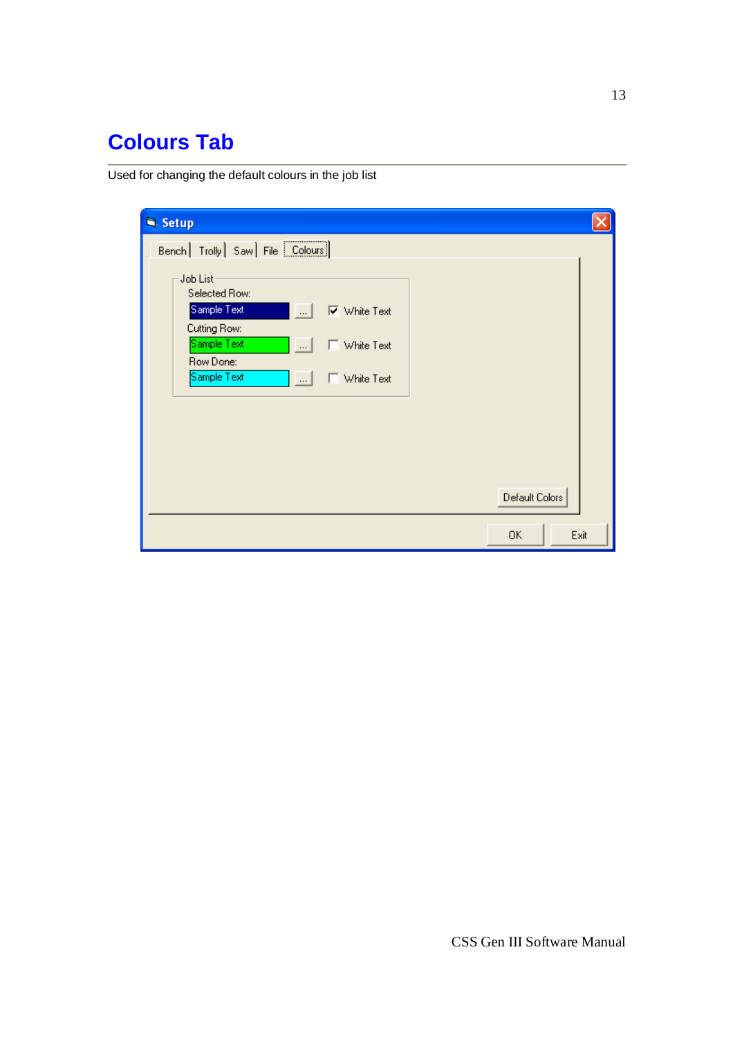# Colours Tab

Used for changing the default colours in the job list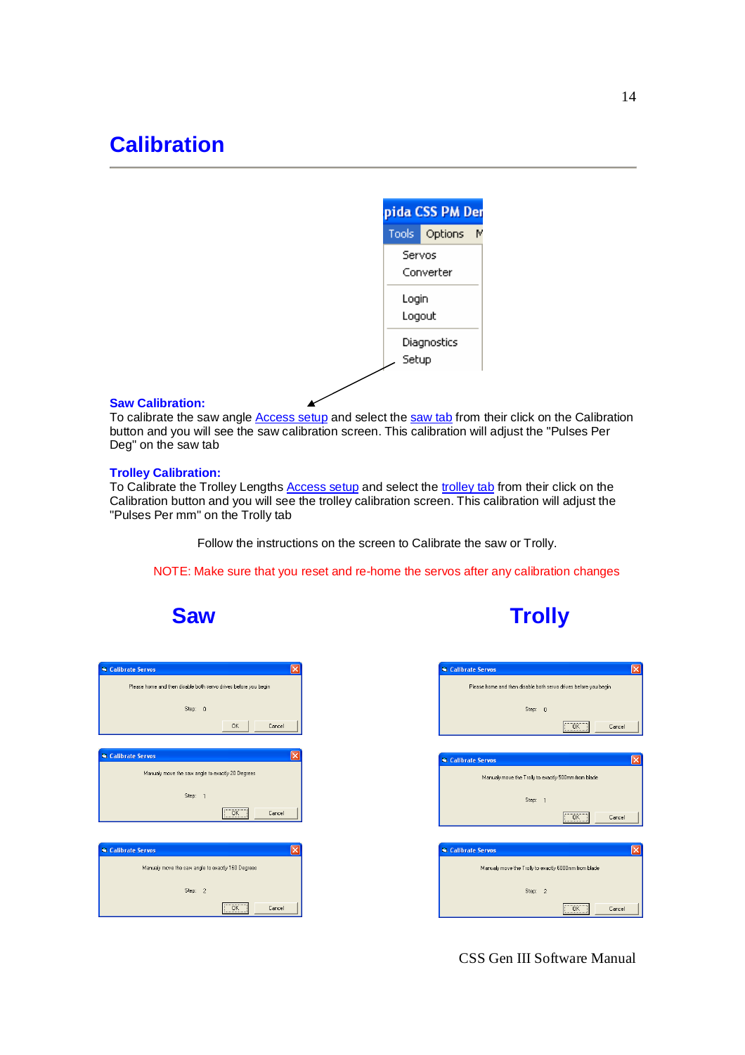# Calibration

**Saw Calibration:**
To calibrate the saw angle Access setup and select the saw tab from their click on the Calibration button and you will see the saw calibration screen. This calibration will adjust the "Pulses Per Deg" on the saw tab

**Trolley Calibration:**
To Calibrate the Trolley Lengths Access setup and select the trolley tab from their click on the Calibration button and you will see the trolley calibration screen. This calibration will adjust the "Pulses Per mm" on the Trolly tab

Follow the instructions on the screen to Calibrate the saw or Trolly.

NOTE: Make sure that you reset and re-home the servos after any calibration changes

## Saw

## Trolly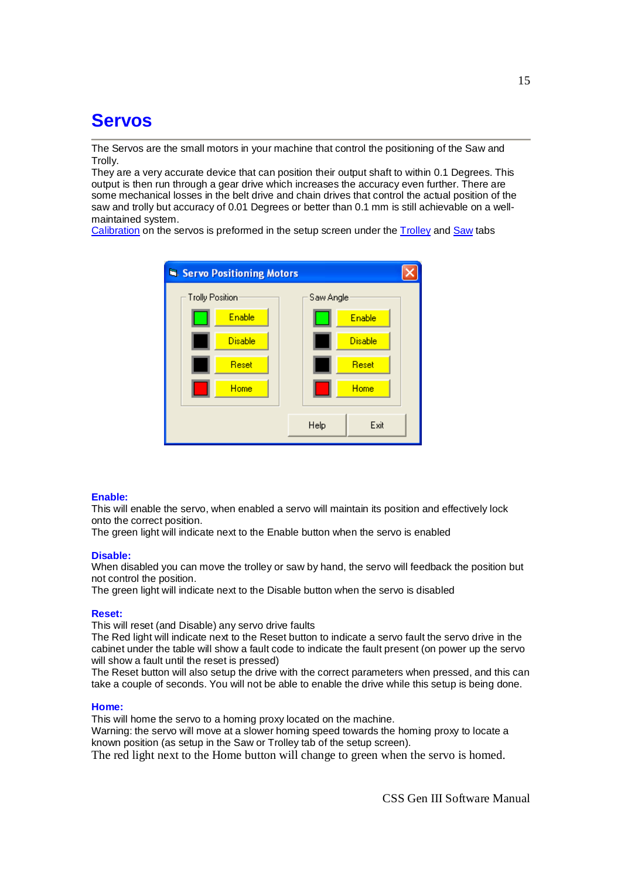# Servos

The Servos are the small motors in your machine that control the positioning of the Saw and Trolly.
They are a very accurate device that can position their output shaft to within 0.1 Degrees. This output is then run through a gear drive which increases the accuracy even further. There are some mechanical losses in the belt drive and chain drives that control the actual position of the saw and trolly but accuracy of 0.01 Degrees or better than 0.1 mm is still achievable on a well-maintained system.
Calibration on the servos is preformed in the setup screen under the Trolley and Saw tabs

**Enable:**
This will enable the servo, when enabled a servo will maintain its position and effectively lock onto the correct position.
The green light will indicate next to the Enable button when the servo is enabled

**Disable:**
When disabled you can move the trolley or saw by hand, the servo will feedback the position but not control the position.
The green light will indicate next to the Disable button when the servo is disabled

**Reset:**
This will reset (and Disable) any servo drive faults
The Red light will indicate next to the Reset button to indicate a servo fault the servo drive in the cabinet under the table will show a fault code to indicate the fault present (on power up the servo will show a fault until the reset is pressed)
The Reset button will also setup the drive with the correct parameters when pressed, and this can take a couple of seconds. You will not be able to enable the drive while this setup is being done.

**Home:**
This will home the servo to a homing proxy located on the machine.
Warning: the servo will move at a slower homing speed towards the homing proxy to locate a known position (as setup in the Saw or Trolley tab of the setup screen).
The red light next to the Home button will change to green when the servo is homed.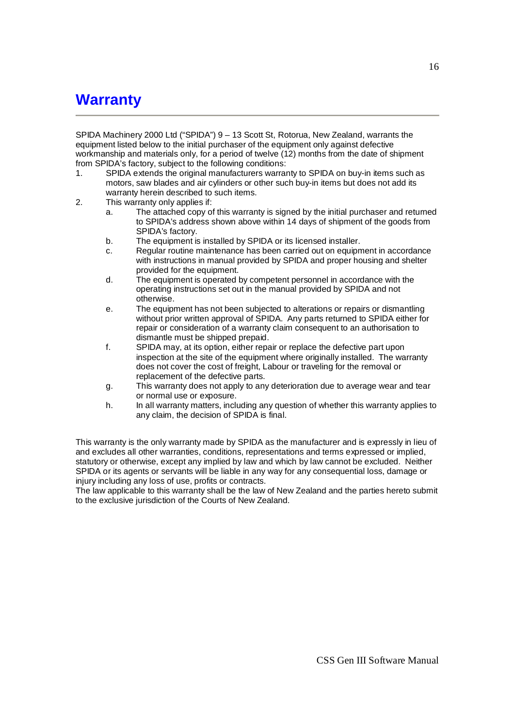# Warranty

SPIDA Machinery 2000 Ltd ("SPIDA") 9 – 13 Scott St, Rotorua, New Zealand, warrants the equipment listed below to the initial purchaser of the equipment only against defective workmanship and materials only, for a period of twelve (12) months from the date of shipment from SPIDA's factory, subject to the following conditions:

1. SPIDA extends the original manufacturers warranty to SPIDA on buy-in items such as motors, saw blades and air cylinders or other such buy-in items but does not add its warranty herein described to such items.
2. This warranty only applies if:
   a. The attached copy of this warranty is signed by the initial purchaser and returned to SPIDA's address shown above within 14 days of shipment of the goods from SPIDA's factory.
   b. The equipment is installed by SPIDA or its licensed installer.
   c. Regular routine maintenance has been carried out on equipment in accordance with instructions in manual provided by SPIDA and proper housing and shelter provided for the equipment.
   d. The equipment is operated by competent personnel in accordance with the operating instructions set out in the manual provided by SPIDA and not otherwise.
   e. The equipment has not been subjected to alterations or repairs or dismantling without prior written approval of SPIDA. Any parts returned to SPIDA either for repair or consideration of a warranty claim consequent to an authorisation to dismantle must be shipped prepaid.
   f. SPIDA may, at its option, either repair or replace the defective part upon inspection at the site of the equipment where originally installed. The warranty does not cover the cost of freight, Labour or traveling for the removal or replacement of the defective parts.
   g. This warranty does not apply to any deterioration due to average wear and tear or normal use or exposure.
   h. In all warranty matters, including any question of whether this warranty applies to any claim, the decision of SPIDA is final.

This warranty is the only warranty made by SPIDA as the manufacturer and is expressly in lieu of and excludes all other warranties, conditions, representations and terms expressed or implied, statutory or otherwise, except any implied by law and which by law cannot be excluded. Neither SPIDA or its agents or servants will be liable in any way for any consequential loss, damage or injury including any loss of use, profits or contracts.
The law applicable to this warranty shall be the law of New Zealand and the parties hereto submit to the exclusive jurisdiction of the Courts of New Zealand.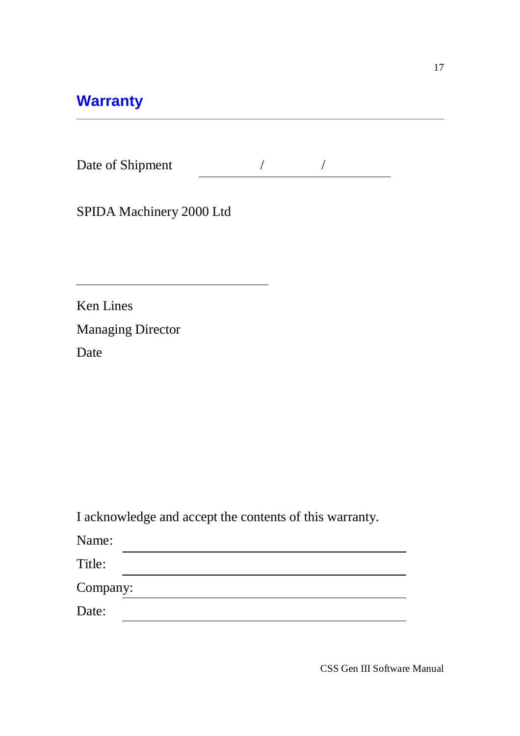## Warranty

Date of Shipment ________ / ________ / ________

SPIDA Machinery 2000 Ltd

______________________________

Ken Lines

Managing Director

Date

I acknowledge and accept the contents of this warranty.

Name: ______________________________

Title: ______________________________

Company: ______________________________

Date: ______________________________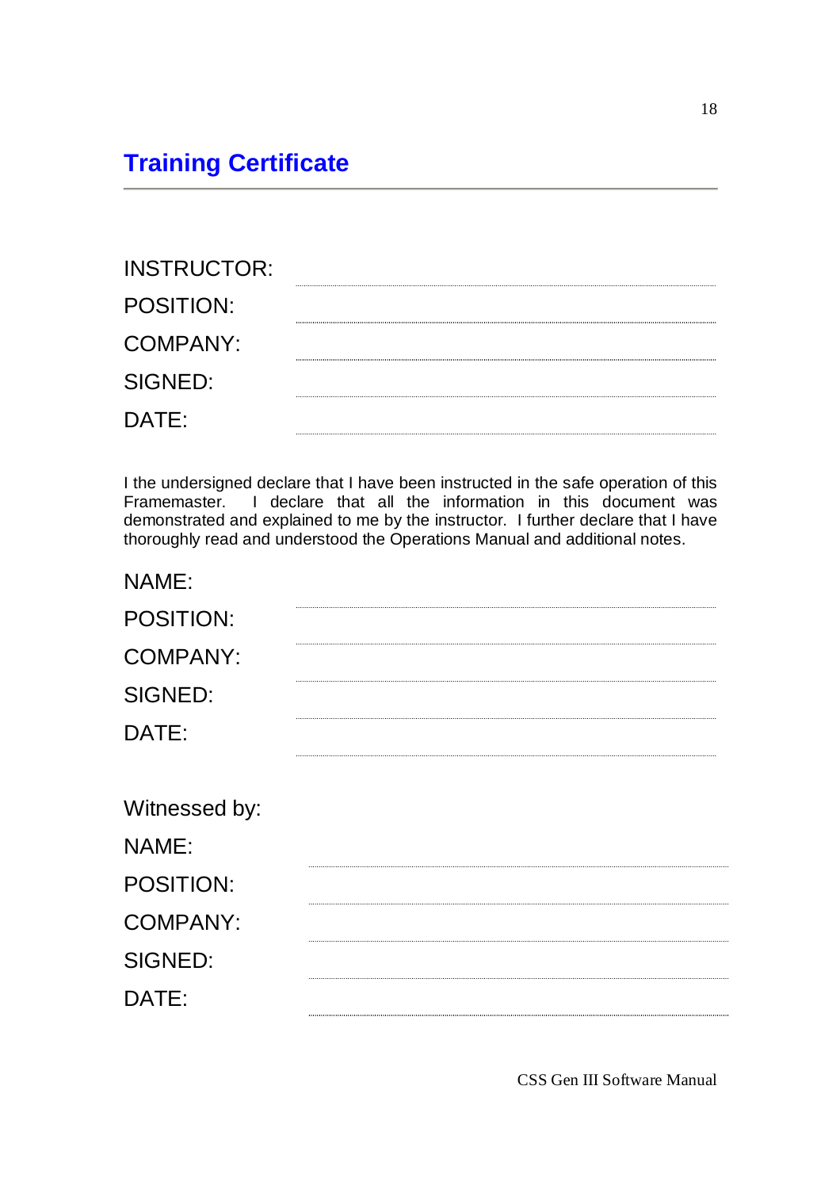## Training Certificate

INSTRUCTOR: ..............................................................................

POSITION: ..............................................................................

COMPANY: ..............................................................................

SIGNED: ..............................................................................

DATE: ..............................................................................

I the undersigned declare that I have been instructed in the safe operation of this Framemaster. I declare that all the information in this document was demonstrated and explained to me by the instructor. I further declare that I have thoroughly read and understood the Operations Manual and additional notes.

NAME: ..............................................................................

POSITION: ..............................................................................

COMPANY: ..............................................................................

SIGNED: ..............................................................................

DATE: ..............................................................................

Witnessed by:

NAME: ..............................................................................

POSITION: ..............................................................................

COMPANY: ..............................................................................

SIGNED: ..............................................................................

DATE: ..............................................................................